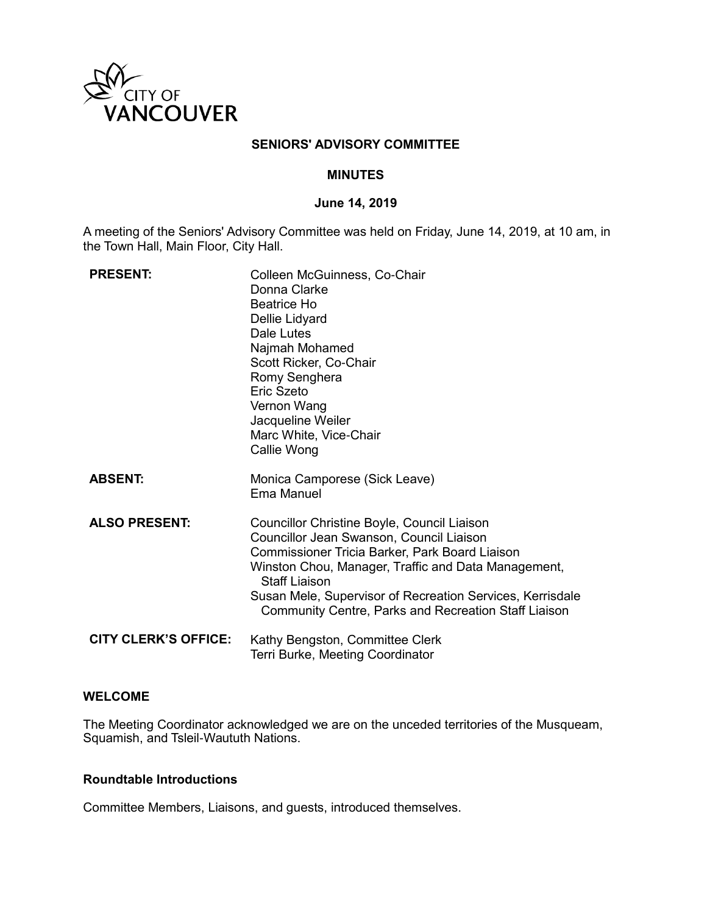CITY OF VANCOUVER

# SENIORS' ADVISORY COMMITTEE

## MINUTES

### June 14, 2019

A meeting of the Seniors' Advisory Committee was held on Friday, June 14, 2019, at 10 am, in the Town Hall, Main Floor, City Hall.

| | |
|---|---|
| **PRESENT:** | Colleen McGuinness, Co-Chair<br>Donna Clarke<br>Beatrice Ho<br>Dellie Lidyard<br>Dale Lutes<br>Najmah Mohamed<br>Scott Ricker, Co-Chair<br>Romy Senghera<br>Eric Szeto<br>Vernon Wang<br>Jacqueline Weiler<br>Marc White, Vice-Chair<br>Callie Wong |
| **ABSENT:** | Monica Camporese (Sick Leave)<br>Ema Manuel |
| **ALSO PRESENT:** | Councillor Christine Boyle, Council Liaison<br>Councillor Jean Swanson, Council Liaison<br>Commissioner Tricia Barker, Park Board Liaison<br>Winston Chou, Manager, Traffic and Data Management, Staff Liaison<br>Susan Mele, Supervisor of Recreation Services, Kerrisdale Community Centre, Parks and Recreation Staff Liaison |
| **CITY CLERK'S OFFICE:** | Kathy Bengston, Committee Clerk<br>Terri Burke, Meeting Coordinator |

### WELCOME

The Meeting Coordinator acknowledged we are on the unceded territories of the Musqueam, Squamish, and Tsleil-Waututh Nations.

#### Roundtable Introductions

Committee Members, Liaisons, and guests, introduced themselves.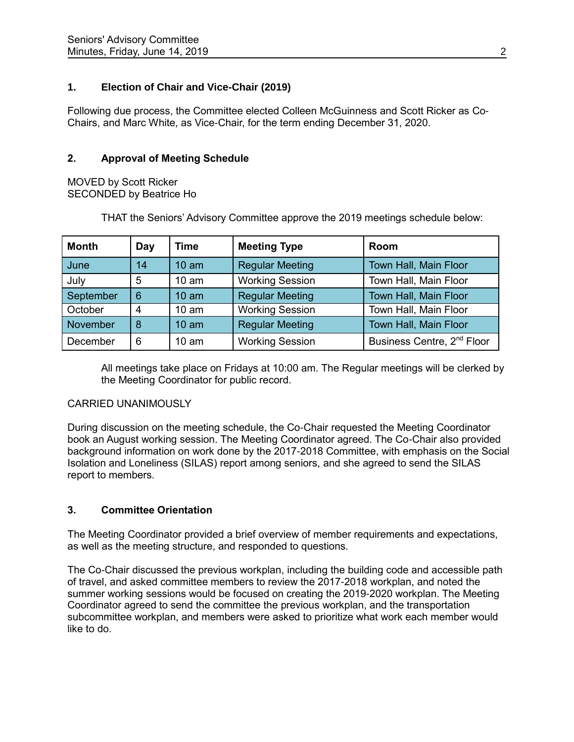## 1. Election of Chair and Vice-Chair (2019)

Following due process, the Committee elected Colleen McGuinness and Scott Ricker as Co-Chairs, and Marc White, as Vice-Chair, for the term ending December 31, 2020.

## 2. Approval of Meeting Schedule

MOVED by Scott Ricker
SECONDED by Beatrice Ho

THAT the Seniors' Advisory Committee approve the 2019 meetings schedule below:

| Month | Day | Time | Meeting Type | Room |
|---|---|---|---|---|
| June | 14 | 10 am | Regular Meeting | Town Hall, Main Floor |
| July | 5 | 10 am | Working Session | Town Hall, Main Floor |
| September | 6 | 10 am | Regular Meeting | Town Hall, Main Floor |
| October | 4 | 10 am | Working Session | Town Hall, Main Floor |
| November | 8 | 10 am | Regular Meeting | Town Hall, Main Floor |
| December | 6 | 10 am | Working Session | Business Centre, 2nd Floor |

All meetings take place on Fridays at 10:00 am. The Regular meetings will be clerked by the Meeting Coordinator for public record.

CARRIED UNANIMOUSLY

During discussion on the meeting schedule, the Co-Chair requested the Meeting Coordinator book an August working session. The Meeting Coordinator agreed. The Co-Chair also provided background information on work done by the 2017-2018 Committee, with emphasis on the Social Isolation and Loneliness (SILAS) report among seniors, and she agreed to send the SILAS report to members.

## 3. Committee Orientation

The Meeting Coordinator provided a brief overview of member requirements and expectations, as well as the meeting structure, and responded to questions.

The Co-Chair discussed the previous workplan, including the building code and accessible path of travel, and asked committee members to review the 2017-2018 workplan, and noted the summer working sessions would be focused on creating the 2019-2020 workplan. The Meeting Coordinator agreed to send the committee the previous workplan, and the transportation subcommittee workplan, and members were asked to prioritize what work each member would like to do.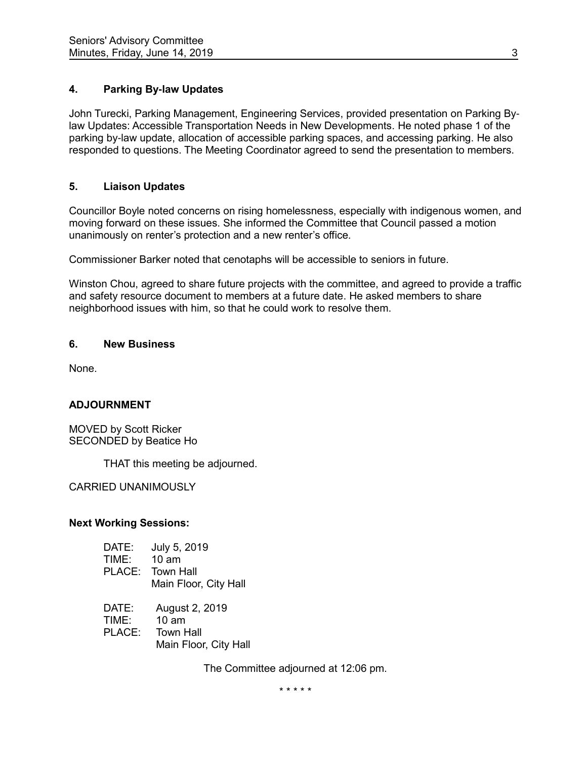## 4. Parking By-law Updates

John Turecki, Parking Management, Engineering Services, provided presentation on Parking By-law Updates: Accessible Transportation Needs in New Developments. He noted phase 1 of the parking by-law update, allocation of accessible parking spaces, and accessing parking. He also responded to questions. The Meeting Coordinator agreed to send the presentation to members.

## 5. Liaison Updates

Councillor Boyle noted concerns on rising homelessness, especially with indigenous women, and moving forward on these issues. She informed the Committee that Council passed a motion unanimously on renter's protection and a new renter's office.

Commissioner Barker noted that cenotaphs will be accessible to seniors in future.

Winston Chou, agreed to share future projects with the committee, and agreed to provide a traffic and safety resource document to members at a future date. He asked members to share neighborhood issues with him, so that he could work to resolve them.

## 6. New Business

None.

## ADJOURNMENT

MOVED by Scott Ricker
SECONDED by Beatice Ho

THAT this meeting be adjourned.

CARRIED UNANIMOUSLY

**Next Working Sessions:**

DATE: July 5, 2019
TIME: 10 am
PLACE: Town Hall
Main Floor, City Hall

DATE: August 2, 2019
TIME: 10 am
PLACE: Town Hall
Main Floor, City Hall

The Committee adjourned at 12:06 pm.

\* \* \* \* \*